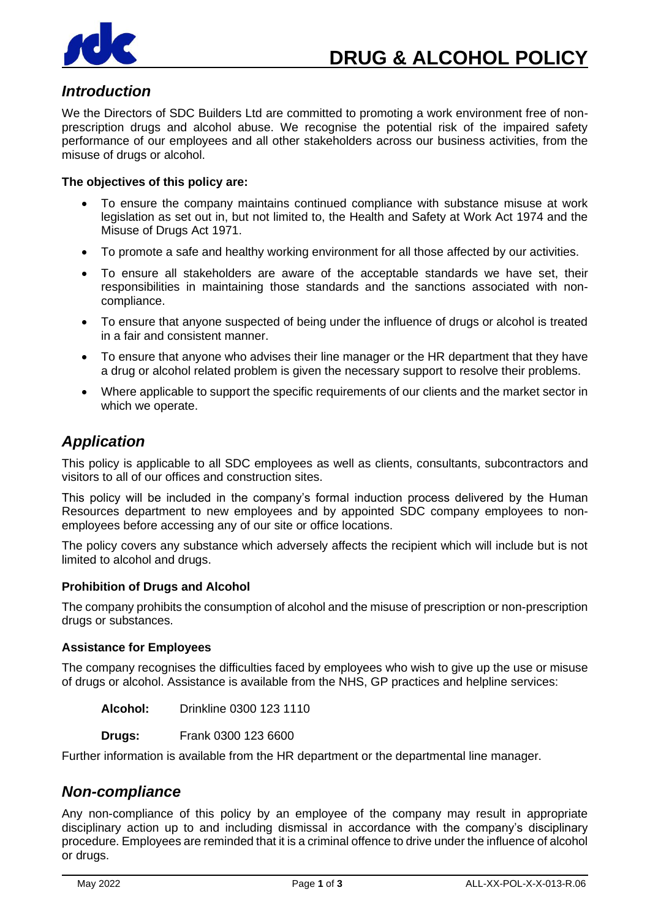# DRUG & ALCOHOL POLICY

## *Introduction*

We the Directors of SDC Builders Ltd are committed to promoting a work environment free of non-prescription drugs and alcohol abuse. We recognise the potential risk of the impaired safety performance of our employees and all other stakeholders across our business activities, from the misuse of drugs or alcohol.

**The objectives of this policy are:**

- To ensure the company maintains continued compliance with substance misuse at work legislation as set out in, but not limited to, the Health and Safety at Work Act 1974 and the Misuse of Drugs Act 1971.
- To promote a safe and healthy working environment for all those affected by our activities.
- To ensure all stakeholders are aware of the acceptable standards we have set, their responsibilities in maintaining those standards and the sanctions associated with non-compliance.
- To ensure that anyone suspected of being under the influence of drugs or alcohol is treated in a fair and consistent manner.
- To ensure that anyone who advises their line manager or the HR department that they have a drug or alcohol related problem is given the necessary support to resolve their problems.
- Where applicable to support the specific requirements of our clients and the market sector in which we operate.

## *Application*

This policy is applicable to all SDC employees as well as clients, consultants, subcontractors and visitors to all of our offices and construction sites.

This policy will be included in the company's formal induction process delivered by the Human Resources department to new employees and by appointed SDC company employees to non-employees before accessing any of our site or office locations.

The policy covers any substance which adversely affects the recipient which will include but is not limited to alcohol and drugs.

### Prohibition of Drugs and Alcohol

The company prohibits the consumption of alcohol and the misuse of prescription or non-prescription drugs or substances.

### Assistance for Employees

The company recognises the difficulties faced by employees who wish to give up the use or misuse of drugs or alcohol. Assistance is available from the NHS, GP practices and helpline services:

**Alcohol:** Drinkline 0300 123 1110

**Drugs:** Frank 0300 123 6600

Further information is available from the HR department or the departmental line manager.

## *Non-compliance*

Any non-compliance of this policy by an employee of the company may result in appropriate disciplinary action up to and including dismissal in accordance with the company's disciplinary procedure. Employees are reminded that it is a criminal offence to drive under the influence of alcohol or drugs.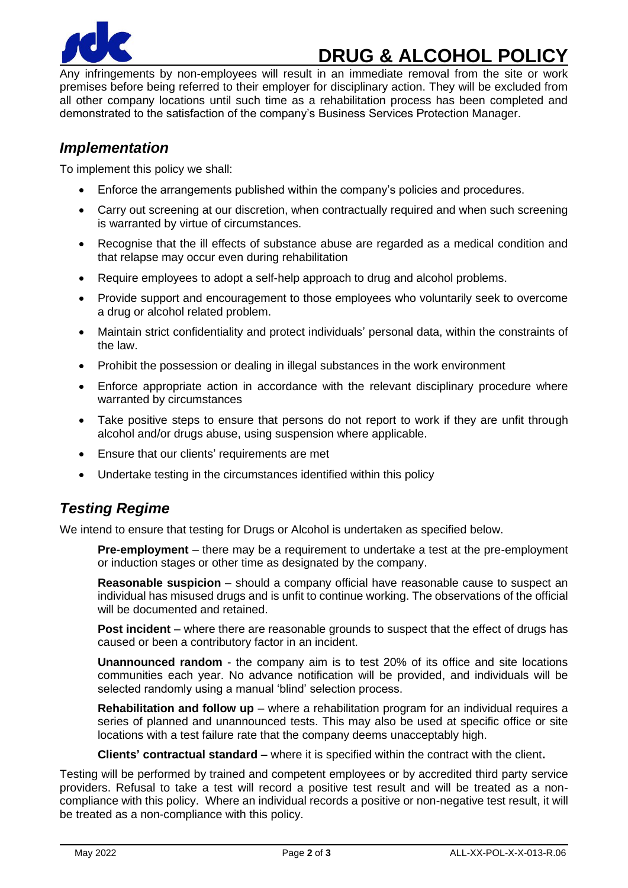Any infringements by non-employees will result in an immediate removal from the site or work premises before being referred to their employer for disciplinary action. They will be excluded from all other company locations until such time as a rehabilitation process has been completed and demonstrated to the satisfaction of the company's Business Services Protection Manager.

## *Implementation*

To implement this policy we shall:

- Enforce the arrangements published within the company's policies and procedures.
- Carry out screening at our discretion, when contractually required and when such screening is warranted by virtue of circumstances.
- Recognise that the ill effects of substance abuse are regarded as a medical condition and that relapse may occur even during rehabilitation
- Require employees to adopt a self-help approach to drug and alcohol problems.
- Provide support and encouragement to those employees who voluntarily seek to overcome a drug or alcohol related problem.
- Maintain strict confidentiality and protect individuals' personal data, within the constraints of the law.
- Prohibit the possession or dealing in illegal substances in the work environment
- Enforce appropriate action in accordance with the relevant disciplinary procedure where warranted by circumstances
- Take positive steps to ensure that persons do not report to work if they are unfit through alcohol and/or drugs abuse, using suspension where applicable.
- Ensure that our clients' requirements are met
- Undertake testing in the circumstances identified within this policy

## *Testing Regime*

We intend to ensure that testing for Drugs or Alcohol is undertaken as specified below.

**Pre-employment** – there may be a requirement to undertake a test at the pre-employment or induction stages or other time as designated by the company.

**Reasonable suspicion** – should a company official have reasonable cause to suspect an individual has misused drugs and is unfit to continue working. The observations of the official will be documented and retained.

**Post incident** – where there are reasonable grounds to suspect that the effect of drugs has caused or been a contributory factor in an incident.

**Unannounced random** - the company aim is to test 20% of its office and site locations communities each year. No advance notification will be provided, and individuals will be selected randomly using a manual 'blind' selection process.

**Rehabilitation and follow up** – where a rehabilitation program for an individual requires a series of planned and unannounced tests. This may also be used at specific office or site locations with a test failure rate that the company deems unacceptably high.

**Clients' contractual standard –** where it is specified within the contract with the client**.**

Testing will be performed by trained and competent employees or by accredited third party service providers. Refusal to take a test will record a positive test result and will be treated as a non-compliance with this policy. Where an individual records a positive or non-negative test result, it will be treated as a non-compliance with this policy.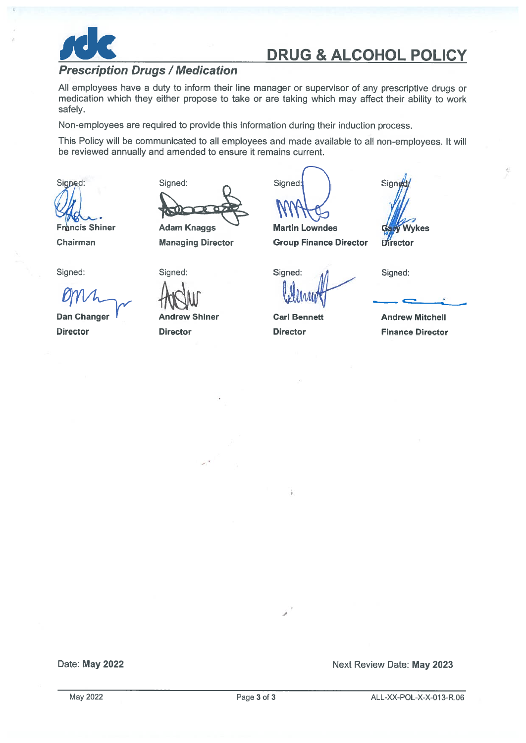## *Prescription Drugs / Medication*

All employees have a duty to inform their line manager or supervisor of any prescriptive drugs or medication which they either propose to take or are taking which may affect their ability to work safely.

Non-employees are required to provide this information during their induction process.

This Policy will be communicated to all employees and made available to all non-employees. It will be reviewed annually and amended to ensure it remains current.

| | | | |
|---|---|---|---|
| Signed: | Signed: | Signed: | Signed: |
| **Francis Shiner** | **Adam Knaggs** | **Martin Lowndes** | **Gary Wykes** |
| **Chairman** | **Managing Director** | **Group Finance Director** | **Director** |
| Signed: | Signed: | Signed: | Signed: |
| **Dan Changer** | **Andrew Shiner** | **Carl Bennett** | **Andrew Mitchell** |
| **Director** | **Director** | **Director** | **Finance Director** |

Date: **May 2022**

Next Review Date: **May 2023**